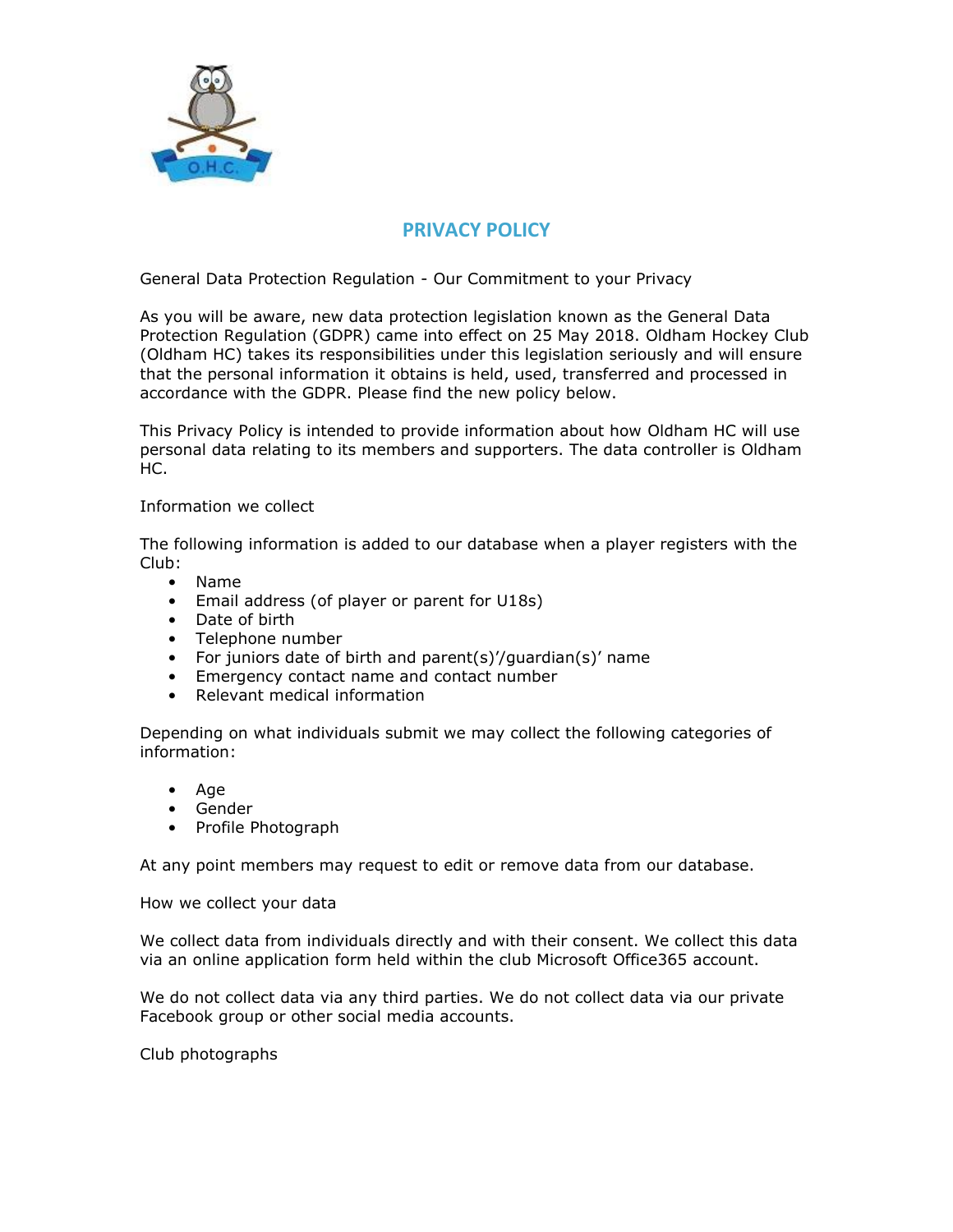# PRIVACY POLICY

General Data Protection Regulation - Our Commitment to your Privacy

As you will be aware, new data protection legislation known as the General Data Protection Regulation (GDPR) came into effect on 25 May 2018. Oldham Hockey Club (Oldham HC) takes its responsibilities under this legislation seriously and will ensure that the personal information it obtains is held, used, transferred and processed in accordance with the GDPR. Please find the new policy below.

This Privacy Policy is intended to provide information about how Oldham HC will use personal data relating to its members and supporters. The data controller is Oldham HC.

Information we collect

The following information is added to our database when a player registers with the Club:

- Name
- Email address (of player or parent for U18s)
- Date of birth
- Telephone number
- For juniors date of birth and parent(s)'/guardian(s)' name
- Emergency contact name and contact number
- Relevant medical information

Depending on what individuals submit we may collect the following categories of information:

- Age
- Gender
- Profile Photograph

At any point members may request to edit or remove data from our database.

How we collect your data

We collect data from individuals directly and with their consent. We collect this data via an online application form held within the club Microsoft Office365 account.

We do not collect data via any third parties. We do not collect data via our private Facebook group or other social media accounts.

Club photographs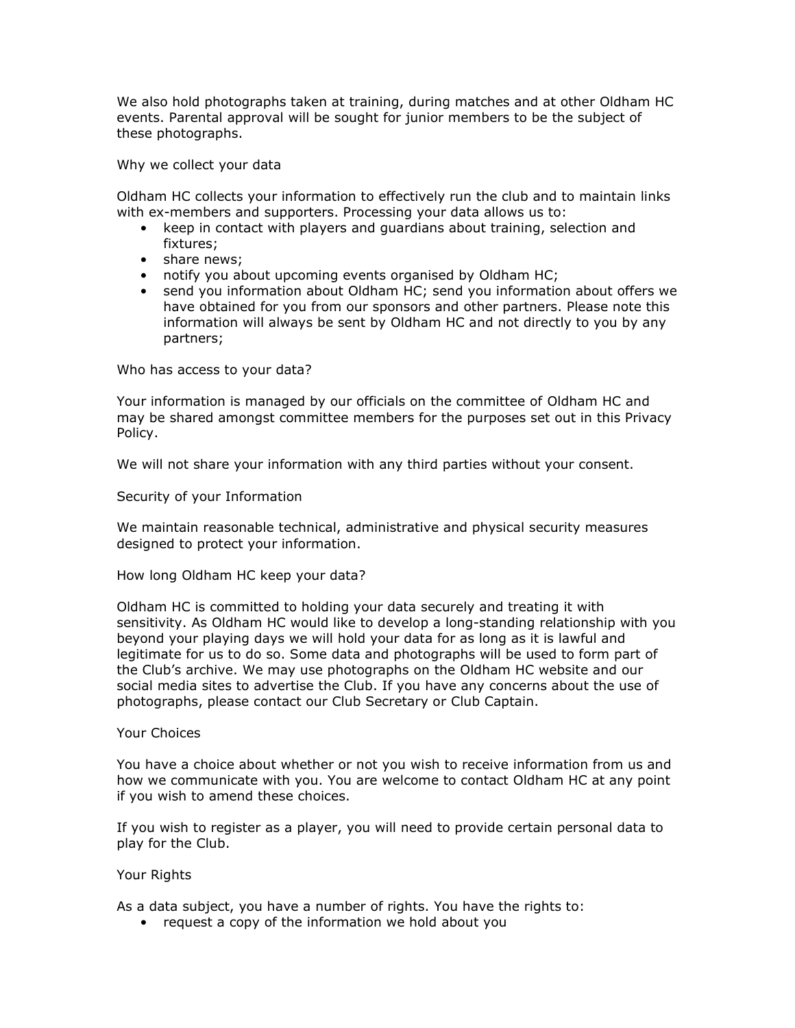We also hold photographs taken at training, during matches and at other Oldham HC events. Parental approval will be sought for junior members to be the subject of these photographs.

## Why we collect your data

Oldham HC collects your information to effectively run the club and to maintain links with ex-members and supporters. Processing your data allows us to:

- keep in contact with players and guardians about training, selection and fixtures;
- share news;
- notify you about upcoming events organised by Oldham HC;
- send you information about Oldham HC; send you information about offers we have obtained for you from our sponsors and other partners. Please note this information will always be sent by Oldham HC and not directly to you by any partners;

## Who has access to your data?

Your information is managed by our officials on the committee of Oldham HC and may be shared amongst committee members for the purposes set out in this Privacy Policy.

We will not share your information with any third parties without your consent.

## Security of your Information

We maintain reasonable technical, administrative and physical security measures designed to protect your information.

## How long Oldham HC keep your data?

Oldham HC is committed to holding your data securely and treating it with sensitivity. As Oldham HC would like to develop a long-standing relationship with you beyond your playing days we will hold your data for as long as it is lawful and legitimate for us to do so. Some data and photographs will be used to form part of the Club's archive. We may use photographs on the Oldham HC website and our social media sites to advertise the Club. If you have any concerns about the use of photographs, please contact our Club Secretary or Club Captain.

## Your Choices

You have a choice about whether or not you wish to receive information from us and how we communicate with you. You are welcome to contact Oldham HC at any point if you wish to amend these choices.

If you wish to register as a player, you will need to provide certain personal data to play for the Club.

## Your Rights

As a data subject, you have a number of rights. You have the rights to:

- request a copy of the information we hold about you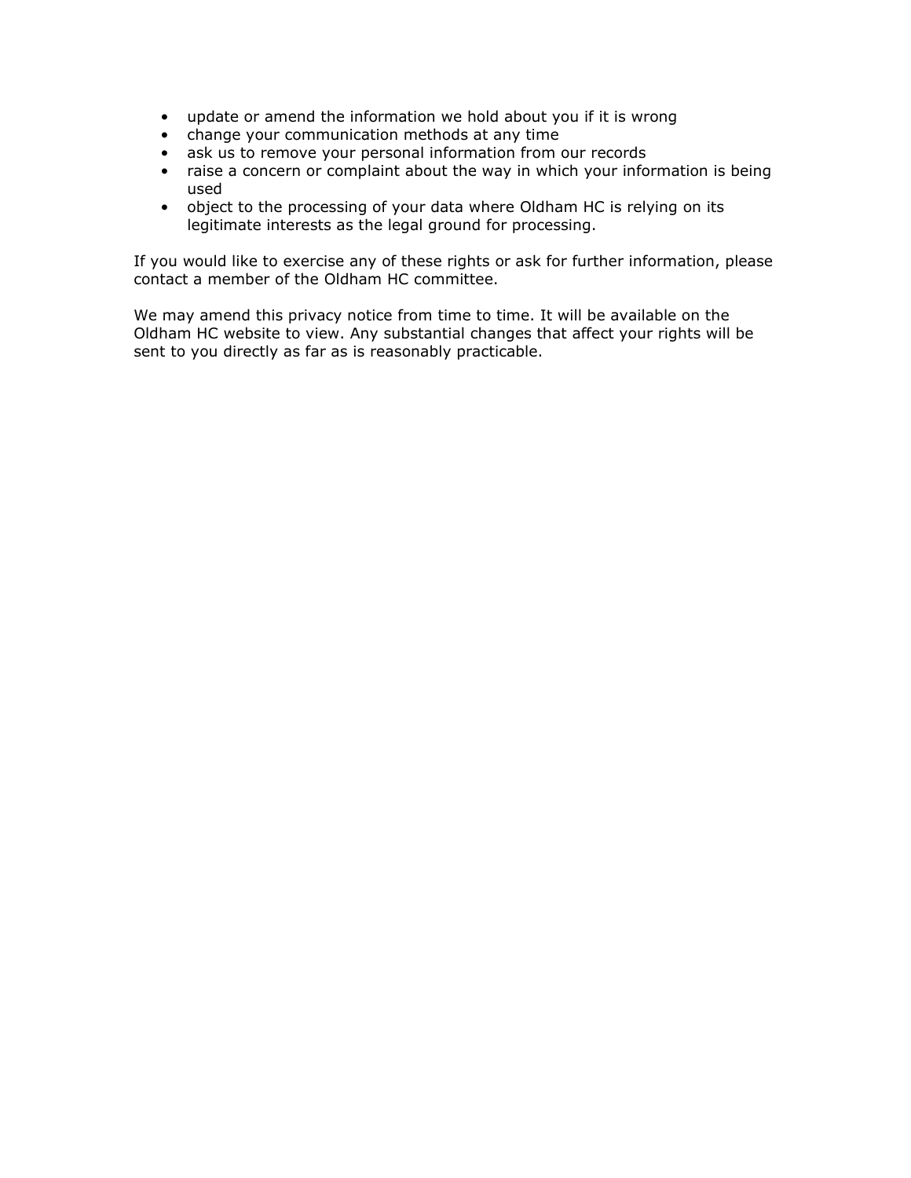- update or amend the information we hold about you if it is wrong
- change your communication methods at any time
- ask us to remove your personal information from our records
- raise a concern or complaint about the way in which your information is being used
- object to the processing of your data where Oldham HC is relying on its legitimate interests as the legal ground for processing.

If you would like to exercise any of these rights or ask for further information, please contact a member of the Oldham HC committee.

We may amend this privacy notice from time to time. It will be available on the Oldham HC website to view. Any substantial changes that affect your rights will be sent to you directly as far as is reasonably practicable.